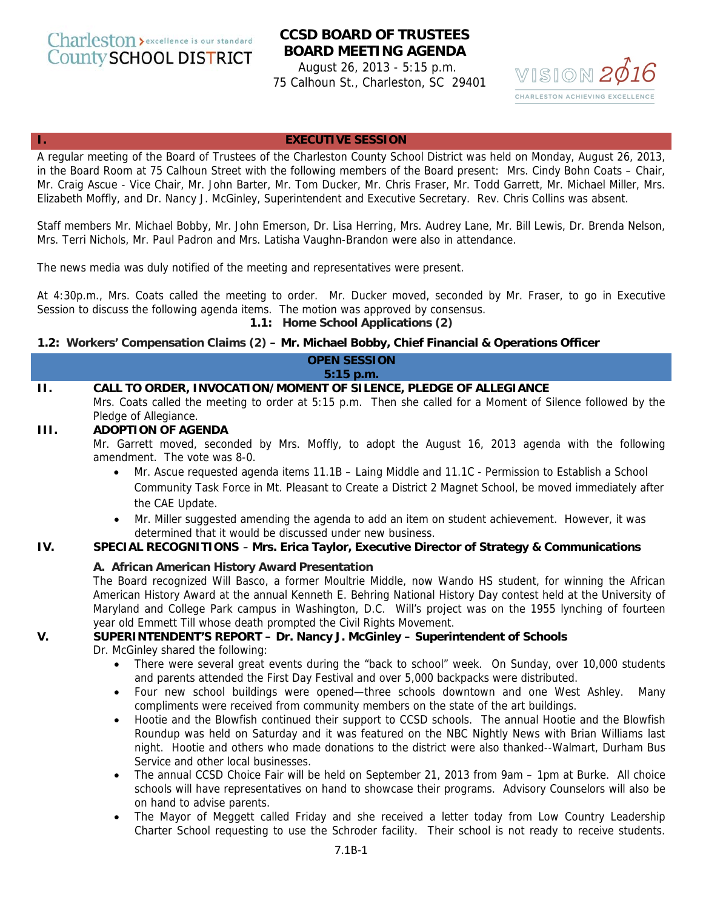Charleston County SCHOOL DISTRICT — excellence is our standard

# CCSD BOARD OF TRUSTEES
# BOARD MEETING AGENDA

August 26, 2013 - 5:15 p.m.
75 Calhoun St., Charleston, SC 29401

VISION 2016 — CHARLESTON ACHIEVING EXCELLENCE

## I. EXECUTIVE SESSION

A regular meeting of the Board of Trustees of the Charleston County School District was held on Monday, August 26, 2013, in the Board Room at 75 Calhoun Street with the following members of the Board present: Mrs. Cindy Bohn Coats – Chair, Mr. Craig Ascue - Vice Chair, Mr. John Barter, Mr. Tom Ducker, Mr. Chris Fraser, Mr. Todd Garrett, Mr. Michael Miller, Mrs. Elizabeth Moffly, and Dr. Nancy J. McGinley, Superintendent and Executive Secretary. Rev. Chris Collins was absent.

Staff members Mr. Michael Bobby, Mr. John Emerson, Dr. Lisa Herring, Mrs. Audrey Lane, Mr. Bill Lewis, Dr. Brenda Nelson, Mrs. Terri Nichols, Mr. Paul Padron and Mrs. Latisha Vaughn-Brandon were also in attendance.

The news media was duly notified of the meeting and representatives were present.

At 4:30p.m., Mrs. Coats called the meeting to order. Mr. Ducker moved, seconded by Mr. Fraser, to go in Executive Session to discuss the following agenda items. The motion was approved by consensus.

**1.1: Home School Applications (2)**

**1.2: Workers' Compensation Claims (2) – Mr. Michael Bobby, Chief Financial & Operations Officer**

## OPEN SESSION
## 5:15 p.m.

## II. CALL TO ORDER, INVOCATION/MOMENT OF SILENCE, PLEDGE OF ALLEGIANCE

Mrs. Coats called the meeting to order at 5:15 p.m. Then she called for a Moment of Silence followed by the Pledge of Allegiance.

## III. ADOPTION OF AGENDA

Mr. Garrett moved, seconded by Mrs. Moffly, to adopt the August 16, 2013 agenda with the following amendment. The vote was 8-0.

- Mr. Ascue requested agenda items 11.1B – Laing Middle and 11.1C - Permission to Establish a School Community Task Force in Mt. Pleasant to Create a District 2 Magnet School, be moved immediately after the CAE Update.
- Mr. Miller suggested amending the agenda to add an item on student achievement. However, it was determined that it would be discussed under new business.

## IV. SPECIAL RECOGNITIONS – Mrs. Erica Taylor, Executive Director of Strategy & Communications

### A. African American History Award Presentation

The Board recognized Will Basco, a former Moultrie Middle, now Wando HS student, for winning the African American History Award at the annual Kenneth E. Behring National History Day contest held at the University of Maryland and College Park campus in Washington, D.C. Will's project was on the 1955 lynching of fourteen year old Emmett Till whose death prompted the Civil Rights Movement.

## V. SUPERINTENDENT'S REPORT – Dr. Nancy J. McGinley – Superintendent of Schools

Dr. McGinley shared the following:

- There were several great events during the "back to school" week. On Sunday, over 10,000 students and parents attended the First Day Festival and over 5,000 backpacks were distributed.
- Four new school buildings were opened—three schools downtown and one West Ashley. Many compliments were received from community members on the state of the art buildings.
- Hootie and the Blowfish continued their support to CCSD schools. The annual Hootie and the Blowfish Roundup was held on Saturday and it was featured on the NBC Nightly News with Brian Williams last night. Hootie and others who made donations to the district were also thanked--Walmart, Durham Bus Service and other local businesses.
- The annual CCSD Choice Fair will be held on September 21, 2013 from 9am – 1pm at Burke. All choice schools will have representatives on hand to showcase their programs. Advisory Counselors will also be on hand to advise parents.
- The Mayor of Meggett called Friday and she received a letter today from Low Country Leadership Charter School requesting to use the Schroder facility. Their school is not ready to receive students.

7.1B-1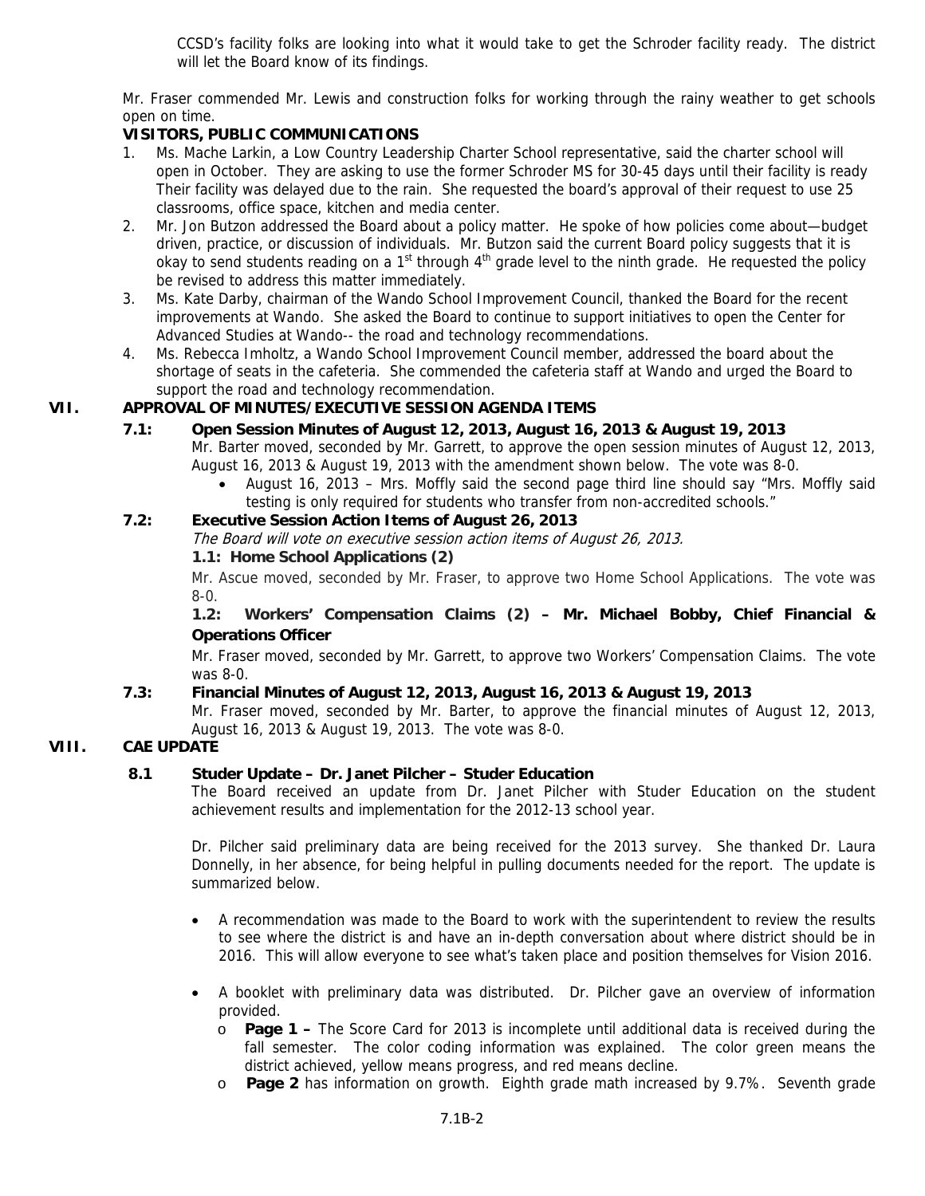CCSD's facility folks are looking into what it would take to get the Schroder facility ready. The district will let the Board know of its findings.

Mr. Fraser commended Mr. Lewis and construction folks for working through the rainy weather to get schools open on time.

**VISITORS, PUBLIC COMMUNICATIONS**

1. Ms. Mache Larkin, a Low Country Leadership Charter School representative, said the charter school will open in October. They are asking to use the former Schroder MS for 30-45 days until their facility is ready Their facility was delayed due to the rain. She requested the board's approval of their request to use 25 classrooms, office space, kitchen and media center.
2. Mr. Jon Butzon addressed the Board about a policy matter. He spoke of how policies come about—budget driven, practice, or discussion of individuals. Mr. Butzon said the current Board policy suggests that it is okay to send students reading on a 1st through 4th grade level to the ninth grade. He requested the policy be revised to address this matter immediately.
3. Ms. Kate Darby, chairman of the Wando School Improvement Council, thanked the Board for the recent improvements at Wando. She asked the Board to continue to support initiatives to open the Center for Advanced Studies at Wando-- the road and technology recommendations.
4. Ms. Rebecca Imholtz, a Wando School Improvement Council member, addressed the board about the shortage of seats in the cafeteria. She commended the cafeteria staff at Wando and urged the Board to support the road and technology recommendation.

## VII. APPROVAL OF MINUTES/EXECUTIVE SESSION AGENDA ITEMS

### 7.1: Open Session Minutes of August 12, 2013, August 16, 2013 & August 19, 2013

Mr. Barter moved, seconded by Mr. Garrett, to approve the open session minutes of August 12, 2013, August 16, 2013 & August 19, 2013 with the amendment shown below. The vote was 8-0.

- August 16, 2013 – Mrs. Moffly said the second page third line should say "Mrs. Moffly said testing is only required for students who transfer from non-accredited schools."

### 7.2: Executive Session Action Items of August 26, 2013

*The Board will vote on executive session action items of August 26, 2013.*

**1.1: Home School Applications (2)**

Mr. Ascue moved, seconded by Mr. Fraser, to approve two Home School Applications. The vote was 8-0.

**1.2: Workers' Compensation Claims (2) – Mr. Michael Bobby, Chief Financial & Operations Officer**

Mr. Fraser moved, seconded by Mr. Garrett, to approve two Workers' Compensation Claims. The vote was 8-0.

### 7.3: Financial Minutes of August 12, 2013, August 16, 2013 & August 19, 2013

Mr. Fraser moved, seconded by Mr. Barter, to approve the financial minutes of August 12, 2013, August 16, 2013 & August 19, 2013. The vote was 8-0.

## VIII. CAE UPDATE

### 8.1 Studer Update – Dr. Janet Pilcher – Studer Education

The Board received an update from Dr. Janet Pilcher with Studer Education on the student achievement results and implementation for the 2012-13 school year.

Dr. Pilcher said preliminary data are being received for the 2013 survey. She thanked Dr. Laura Donnelly, in her absence, for being helpful in pulling documents needed for the report. The update is summarized below.

- A recommendation was made to the Board to work with the superintendent to review the results to see where the district is and have an in-depth conversation about where district should be in 2016. This will allow everyone to see what's taken place and position themselves for Vision 2016.
- A booklet with preliminary data was distributed. Dr. Pilcher gave an overview of information provided.
  - **Page 1 –** The Score Card for 2013 is incomplete until additional data is received during the fall semester. The color coding information was explained. The color green means the district achieved, yellow means progress, and red means decline.
  - **Page 2** has information on growth. Eighth grade math increased by 9.7%. Seventh grade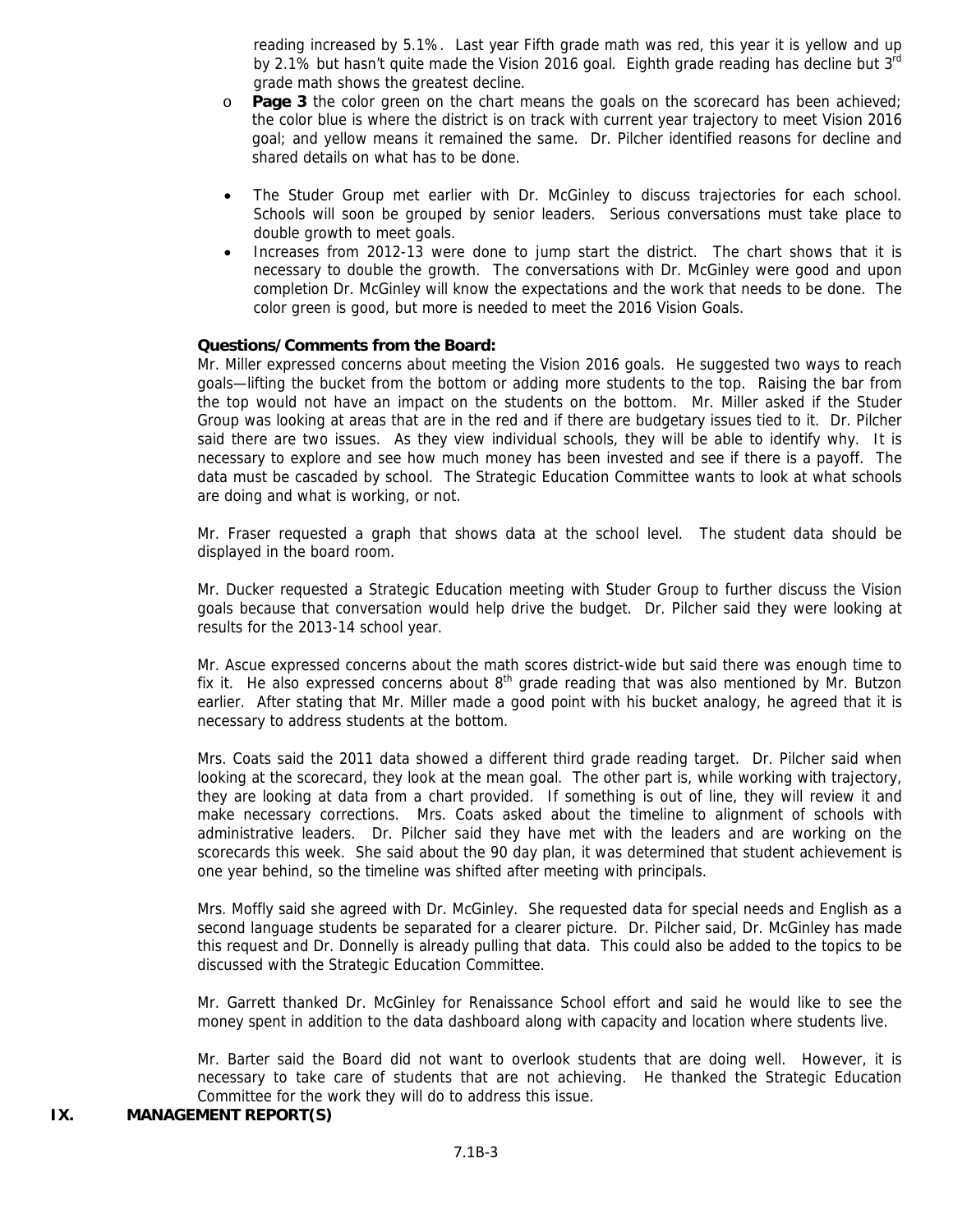reading increased by 5.1%. Last year Fifth grade math was red, this year it is yellow and up by 2.1% but hasn't quite made the Vision 2016 goal. Eighth grade reading has decline but 3rd grade math shows the greatest decline.

- **Page 3** the color green on the chart means the goals on the scorecard has been achieved; the color blue is where the district is on track with current year trajectory to meet Vision 2016 goal; and yellow means it remained the same. Dr. Pilcher identified reasons for decline and shared details on what has to be done.

- The Studer Group met earlier with Dr. McGinley to discuss trajectories for each school. Schools will soon be grouped by senior leaders. Serious conversations must take place to double growth to meet goals.
- Increases from 2012-13 were done to jump start the district. The chart shows that it is necessary to double the growth. The conversations with Dr. McGinley were good and upon completion Dr. McGinley will know the expectations and the work that needs to be done. The color green is good, but more is needed to meet the 2016 Vision Goals.

**Questions/Comments from the Board:**

Mr. Miller expressed concerns about meeting the Vision 2016 goals. He suggested two ways to reach goals—lifting the bucket from the bottom or adding more students to the top. Raising the bar from the top would not have an impact on the students on the bottom. Mr. Miller asked if the Studer Group was looking at areas that are in the red and if there are budgetary issues tied to it. Dr. Pilcher said there are two issues. As they view individual schools, they will be able to identify why. It is necessary to explore and see how much money has been invested and see if there is a payoff. The data must be cascaded by school. The Strategic Education Committee wants to look at what schools are doing and what is working, or not.

Mr. Fraser requested a graph that shows data at the school level. The student data should be displayed in the board room.

Mr. Ducker requested a Strategic Education meeting with Studer Group to further discuss the Vision goals because that conversation would help drive the budget. Dr. Pilcher said they were looking at results for the 2013-14 school year.

Mr. Ascue expressed concerns about the math scores district-wide but said there was enough time to fix it. He also expressed concerns about 8th grade reading that was also mentioned by Mr. Butzon earlier. After stating that Mr. Miller made a good point with his bucket analogy, he agreed that it is necessary to address students at the bottom.

Mrs. Coats said the 2011 data showed a different third grade reading target. Dr. Pilcher said when looking at the scorecard, they look at the mean goal. The other part is, while working with trajectory, they are looking at data from a chart provided. If something is out of line, they will review it and make necessary corrections. Mrs. Coats asked about the timeline to alignment of schools with administrative leaders. Dr. Pilcher said they have met with the leaders and are working on the scorecards this week. She said about the 90 day plan, it was determined that student achievement is one year behind, so the timeline was shifted after meeting with principals.

Mrs. Moffly said she agreed with Dr. McGinley. She requested data for special needs and English as a second language students be separated for a clearer picture. Dr. Pilcher said, Dr. McGinley has made this request and Dr. Donnelly is already pulling that data. This could also be added to the topics to be discussed with the Strategic Education Committee.

Mr. Garrett thanked Dr. McGinley for Renaissance School effort and said he would like to see the money spent in addition to the data dashboard along with capacity and location where students live.

Mr. Barter said the Board did not want to overlook students that are doing well. However, it is necessary to take care of students that are not achieving. He thanked the Strategic Education Committee for the work they will do to address this issue.

## IX. MANAGEMENT REPORT(S)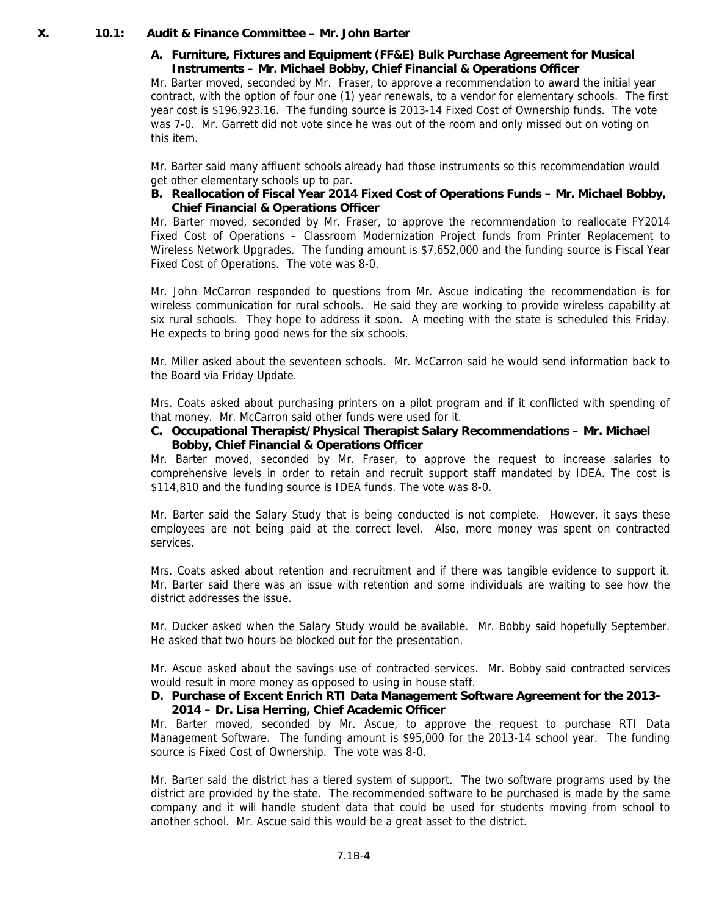## X. 10.1: Audit & Finance Committee – Mr. John Barter

**A. Furniture, Fixtures and Equipment (FF&E) Bulk Purchase Agreement for Musical Instruments – Mr. Michael Bobby, Chief Financial & Operations Officer**

Mr. Barter moved, seconded by Mr. Fraser, to approve a recommendation to award the initial year contract, with the option of four one (1) year renewals, to a vendor for elementary schools. The first year cost is $196,923.16. The funding source is 2013-14 Fixed Cost of Ownership funds. The vote was 7-0. Mr. Garrett did not vote since he was out of the room and only missed out on voting on this item.

Mr. Barter said many affluent schools already had those instruments so this recommendation would get other elementary schools up to par.

**B. Reallocation of Fiscal Year 2014 Fixed Cost of Operations Funds – Mr. Michael Bobby, Chief Financial & Operations Officer**

Mr. Barter moved, seconded by Mr. Fraser, to approve the recommendation to reallocate FY2014 Fixed Cost of Operations – Classroom Modernization Project funds from Printer Replacement to Wireless Network Upgrades. The funding amount is $7,652,000 and the funding source is Fiscal Year Fixed Cost of Operations. The vote was 8-0.

Mr. John McCarron responded to questions from Mr. Ascue indicating the recommendation is for wireless communication for rural schools. He said they are working to provide wireless capability at six rural schools. They hope to address it soon. A meeting with the state is scheduled this Friday. He expects to bring good news for the six schools.

Mr. Miller asked about the seventeen schools. Mr. McCarron said he would send information back to the Board via Friday Update.

Mrs. Coats asked about purchasing printers on a pilot program and if it conflicted with spending of that money. Mr. McCarron said other funds were used for it.

**C. Occupational Therapist/Physical Therapist Salary Recommendations – Mr. Michael Bobby, Chief Financial & Operations Officer**

Mr. Barter moved, seconded by Mr. Fraser, to approve the request to increase salaries to comprehensive levels in order to retain and recruit support staff mandated by IDEA. The cost is $114,810 and the funding source is IDEA funds. The vote was 8-0.

Mr. Barter said the Salary Study that is being conducted is not complete. However, it says these employees are not being paid at the correct level. Also, more money was spent on contracted services.

Mrs. Coats asked about retention and recruitment and if there was tangible evidence to support it. Mr. Barter said there was an issue with retention and some individuals are waiting to see how the district addresses the issue.

Mr. Ducker asked when the Salary Study would be available. Mr. Bobby said hopefully September. He asked that two hours be blocked out for the presentation.

Mr. Ascue asked about the savings use of contracted services. Mr. Bobby said contracted services would result in more money as opposed to using in house staff.

**D. Purchase of Excent Enrich RTI Data Management Software Agreement for the 2013-2014 – Dr. Lisa Herring, Chief Academic Officer**

Mr. Barter moved, seconded by Mr. Ascue, to approve the request to purchase RTI Data Management Software. The funding amount is $95,000 for the 2013-14 school year. The funding source is Fixed Cost of Ownership. The vote was 8-0.

Mr. Barter said the district has a tiered system of support. The two software programs used by the district are provided by the state. The recommended software to be purchased is made by the same company and it will handle student data that could be used for students moving from school to another school. Mr. Ascue said this would be a great asset to the district.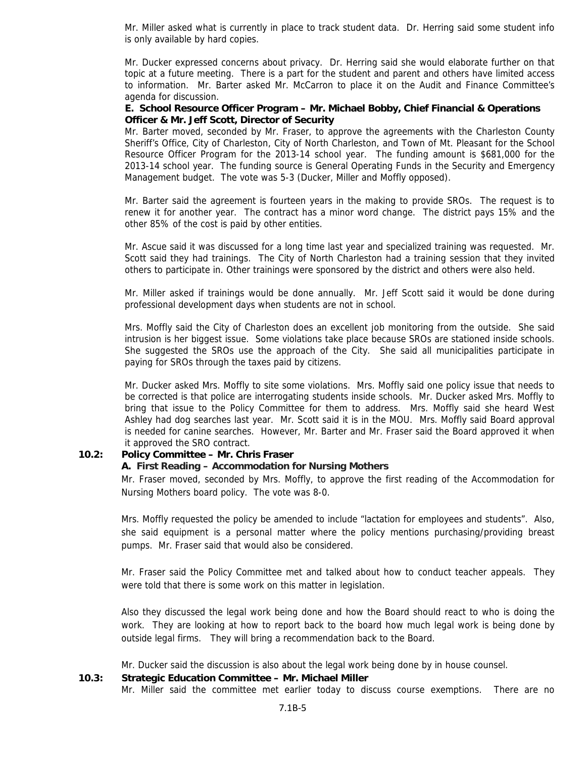Mr. Miller asked what is currently in place to track student data. Dr. Herring said some student info is only available by hard copies.

Mr. Ducker expressed concerns about privacy. Dr. Herring said she would elaborate further on that topic at a future meeting. There is a part for the student and parent and others have limited access to information. Mr. Barter asked Mr. McCarron to place it on the Audit and Finance Committee's agenda for discussion.

**E. School Resource Officer Program – Mr. Michael Bobby, Chief Financial & Operations Officer & Mr. Jeff Scott, Director of Security**

Mr. Barter moved, seconded by Mr. Fraser, to approve the agreements with the Charleston County Sheriff's Office, City of Charleston, City of North Charleston, and Town of Mt. Pleasant for the School Resource Officer Program for the 2013-14 school year. The funding amount is $681,000 for the 2013-14 school year. The funding source is General Operating Funds in the Security and Emergency Management budget. The vote was 5-3 (Ducker, Miller and Moffly opposed).

Mr. Barter said the agreement is fourteen years in the making to provide SROs. The request is to renew it for another year. The contract has a minor word change. The district pays 15% and the other 85% of the cost is paid by other entities.

Mr. Ascue said it was discussed for a long time last year and specialized training was requested. Mr. Scott said they had trainings. The City of North Charleston had a training session that they invited others to participate in. Other trainings were sponsored by the district and others were also held.

Mr. Miller asked if trainings would be done annually. Mr. Jeff Scott said it would be done during professional development days when students are not in school.

Mrs. Moffly said the City of Charleston does an excellent job monitoring from the outside. She said intrusion is her biggest issue. Some violations take place because SROs are stationed inside schools. She suggested the SROs use the approach of the City. She said all municipalities participate in paying for SROs through the taxes paid by citizens.

Mr. Ducker asked Mrs. Moffly to site some violations. Mrs. Moffly said one policy issue that needs to be corrected is that police are interrogating students inside schools. Mr. Ducker asked Mrs. Moffly to bring that issue to the Policy Committee for them to address. Mrs. Moffly said she heard West Ashley had dog searches last year. Mr. Scott said it is in the MOU. Mrs. Moffly said Board approval is needed for canine searches. However, Mr. Barter and Mr. Fraser said the Board approved it when it approved the SRO contract.

**10.2: Policy Committee – Mr. Chris Fraser**

**A. First Reading – Accommodation for Nursing Mothers**

Mr. Fraser moved, seconded by Mrs. Moffly, to approve the first reading of the Accommodation for Nursing Mothers board policy. The vote was 8-0.

Mrs. Moffly requested the policy be amended to include "lactation for employees and students". Also, she said equipment is a personal matter where the policy mentions purchasing/providing breast pumps. Mr. Fraser said that would also be considered.

Mr. Fraser said the Policy Committee met and talked about how to conduct teacher appeals. They were told that there is some work on this matter in legislation.

Also they discussed the legal work being done and how the Board should react to who is doing the work. They are looking at how to report back to the board how much legal work is being done by outside legal firms. They will bring a recommendation back to the Board.

Mr. Ducker said the discussion is also about the legal work being done by in house counsel.

**10.3: Strategic Education Committee – Mr. Michael Miller**

Mr. Miller said the committee met earlier today to discuss course exemptions. There are no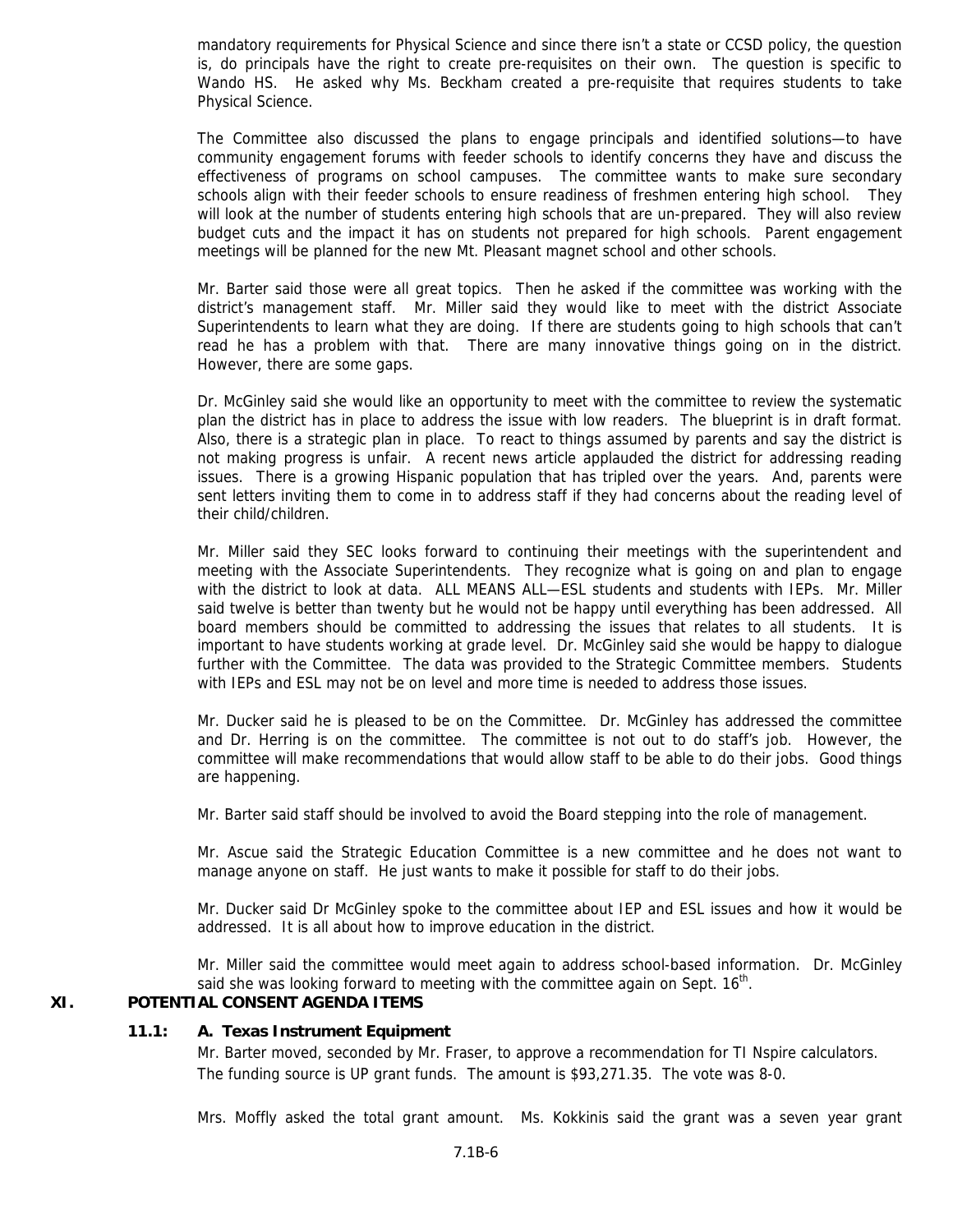mandatory requirements for Physical Science and since there isn't a state or CCSD policy, the question is, do principals have the right to create pre-requisites on their own. The question is specific to Wando HS. He asked why Ms. Beckham created a pre-requisite that requires students to take Physical Science.

The Committee also discussed the plans to engage principals and identified solutions—to have community engagement forums with feeder schools to identify concerns they have and discuss the effectiveness of programs on school campuses. The committee wants to make sure secondary schools align with their feeder schools to ensure readiness of freshmen entering high school. They will look at the number of students entering high schools that are un-prepared. They will also review budget cuts and the impact it has on students not prepared for high schools. Parent engagement meetings will be planned for the new Mt. Pleasant magnet school and other schools.

Mr. Barter said those were all great topics. Then he asked if the committee was working with the district's management staff. Mr. Miller said they would like to meet with the district Associate Superintendents to learn what they are doing. If there are students going to high schools that can't read he has a problem with that. There are many innovative things going on in the district. However, there are some gaps.

Dr. McGinley said she would like an opportunity to meet with the committee to review the systematic plan the district has in place to address the issue with low readers. The blueprint is in draft format. Also, there is a strategic plan in place. To react to things assumed by parents and say the district is not making progress is unfair. A recent news article applauded the district for addressing reading issues. There is a growing Hispanic population that has tripled over the years. And, parents were sent letters inviting them to come in to address staff if they had concerns about the reading level of their child/children.

Mr. Miller said they SEC looks forward to continuing their meetings with the superintendent and meeting with the Associate Superintendents. They recognize what is going on and plan to engage with the district to look at data. ALL MEANS ALL—ESL students and students with IEPs. Mr. Miller said twelve is better than twenty but he would not be happy until everything has been addressed. All board members should be committed to addressing the issues that relates to all students. It is important to have students working at grade level. Dr. McGinley said she would be happy to dialogue further with the Committee. The data was provided to the Strategic Committee members. Students with IEPs and ESL may not be on level and more time is needed to address those issues.

Mr. Ducker said he is pleased to be on the Committee. Dr. McGinley has addressed the committee and Dr. Herring is on the committee. The committee is not out to do staff's job. However, the committee will make recommendations that would allow staff to be able to do their jobs. Good things are happening.

Mr. Barter said staff should be involved to avoid the Board stepping into the role of management.

Mr. Ascue said the Strategic Education Committee is a new committee and he does not want to manage anyone on staff. He just wants to make it possible for staff to do their jobs.

Mr. Ducker said Dr McGinley spoke to the committee about IEP and ESL issues and how it would be addressed. It is all about how to improve education in the district.

Mr. Miller said the committee would meet again to address school-based information. Dr. McGinley said she was looking forward to meeting with the committee again on Sept. 16th.

## XI. POTENTIAL CONSENT AGENDA ITEMS

### 11.1: A. Texas Instrument Equipment

Mr. Barter moved, seconded by Mr. Fraser, to approve a recommendation for TI Nspire calculators. The funding source is UP grant funds. The amount is $93,271.35. The vote was 8-0.

Mrs. Moffly asked the total grant amount. Ms. Kokkinis said the grant was a seven year grant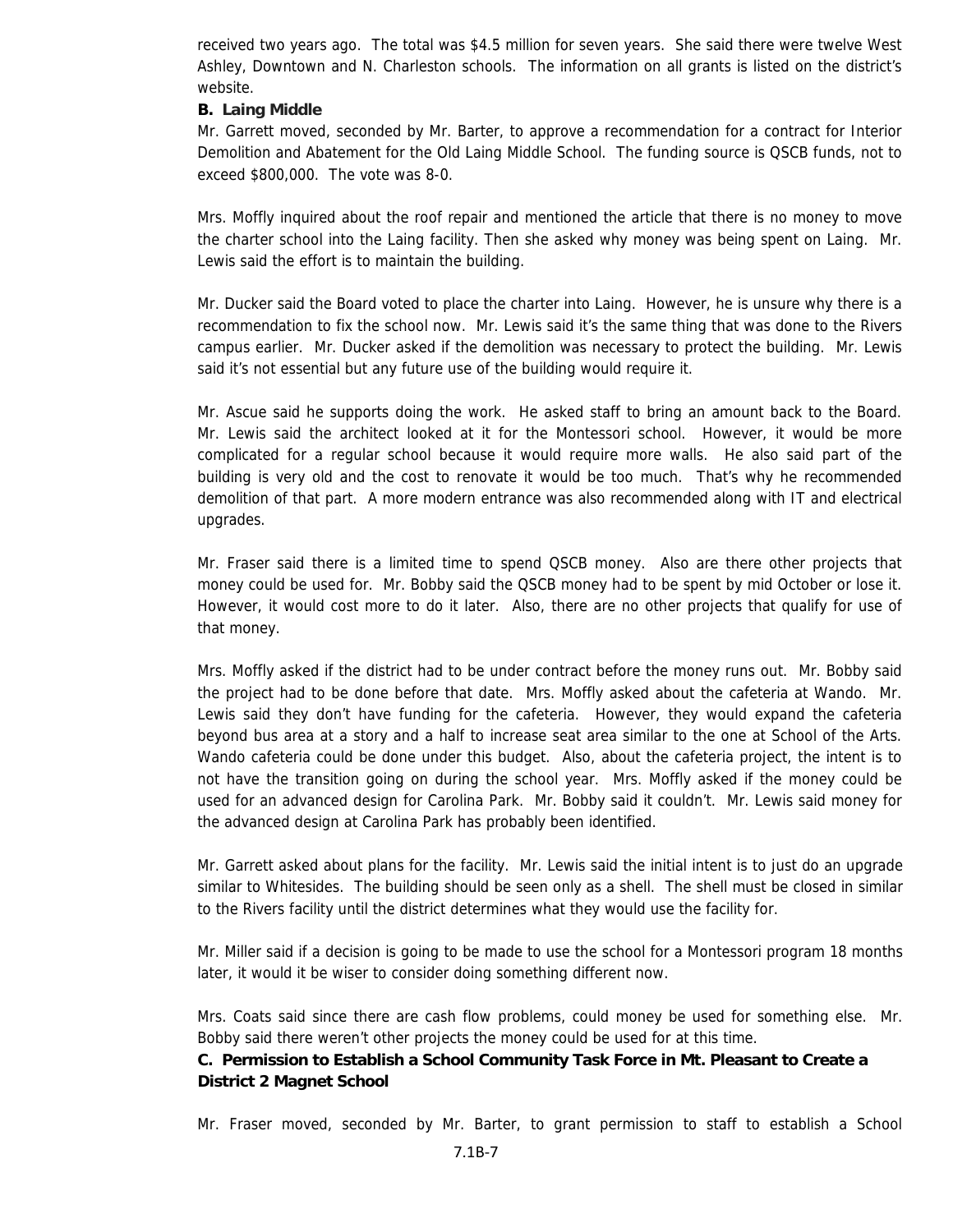received two years ago. The total was $4.5 million for seven years. She said there were twelve West Ashley, Downtown and N. Charleston schools. The information on all grants is listed on the district's website.

**B. Laing Middle**

Mr. Garrett moved, seconded by Mr. Barter, to approve a recommendation for a contract for Interior Demolition and Abatement for the Old Laing Middle School. The funding source is QSCB funds, not to exceed $800,000. The vote was 8-0.

Mrs. Moffly inquired about the roof repair and mentioned the article that there is no money to move the charter school into the Laing facility. Then she asked why money was being spent on Laing. Mr. Lewis said the effort is to maintain the building.

Mr. Ducker said the Board voted to place the charter into Laing. However, he is unsure why there is a recommendation to fix the school now. Mr. Lewis said it's the same thing that was done to the Rivers campus earlier. Mr. Ducker asked if the demolition was necessary to protect the building. Mr. Lewis said it's not essential but any future use of the building would require it.

Mr. Ascue said he supports doing the work. He asked staff to bring an amount back to the Board. Mr. Lewis said the architect looked at it for the Montessori school. However, it would be more complicated for a regular school because it would require more walls. He also said part of the building is very old and the cost to renovate it would be too much. That's why he recommended demolition of that part. A more modern entrance was also recommended along with IT and electrical upgrades.

Mr. Fraser said there is a limited time to spend QSCB money. Also are there other projects that money could be used for. Mr. Bobby said the QSCB money had to be spent by mid October or lose it. However, it would cost more to do it later. Also, there are no other projects that qualify for use of that money.

Mrs. Moffly asked if the district had to be under contract before the money runs out. Mr. Bobby said the project had to be done before that date. Mrs. Moffly asked about the cafeteria at Wando. Mr. Lewis said they don't have funding for the cafeteria. However, they would expand the cafeteria beyond bus area at a story and a half to increase seat area similar to the one at School of the Arts. Wando cafeteria could be done under this budget. Also, about the cafeteria project, the intent is to not have the transition going on during the school year. Mrs. Moffly asked if the money could be used for an advanced design for Carolina Park. Mr. Bobby said it couldn't. Mr. Lewis said money for the advanced design at Carolina Park has probably been identified.

Mr. Garrett asked about plans for the facility. Mr. Lewis said the initial intent is to just do an upgrade similar to Whitesides. The building should be seen only as a shell. The shell must be closed in similar to the Rivers facility until the district determines what they would use the facility for.

Mr. Miller said if a decision is going to be made to use the school for a Montessori program 18 months later, it would it be wiser to consider doing something different now.

Mrs. Coats said since there are cash flow problems, could money be used for something else. Mr. Bobby said there weren't other projects the money could be used for at this time.

**C. Permission to Establish a School Community Task Force in Mt. Pleasant to Create a District 2 Magnet School**

Mr. Fraser moved, seconded by Mr. Barter, to grant permission to staff to establish a School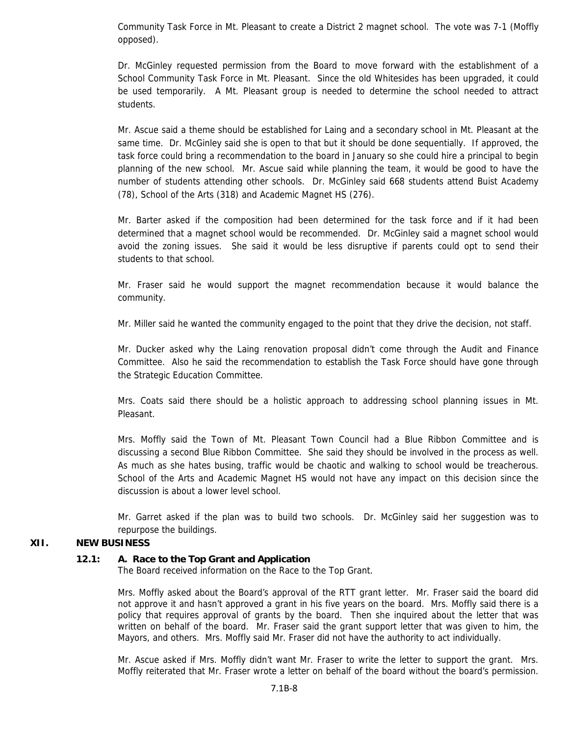Community Task Force in Mt. Pleasant to create a District 2 magnet school. The vote was 7-1 (Moffly opposed).

Dr. McGinley requested permission from the Board to move forward with the establishment of a School Community Task Force in Mt. Pleasant. Since the old Whitesides has been upgraded, it could be used temporarily. A Mt. Pleasant group is needed to determine the school needed to attract students.

Mr. Ascue said a theme should be established for Laing and a secondary school in Mt. Pleasant at the same time. Dr. McGinley said she is open to that but it should be done sequentially. If approved, the task force could bring a recommendation to the board in January so she could hire a principal to begin planning of the new school. Mr. Ascue said while planning the team, it would be good to have the number of students attending other schools. Dr. McGinley said 668 students attend Buist Academy (78), School of the Arts (318) and Academic Magnet HS (276).

Mr. Barter asked if the composition had been determined for the task force and if it had been determined that a magnet school would be recommended. Dr. McGinley said a magnet school would avoid the zoning issues. She said it would be less disruptive if parents could opt to send their students to that school.

Mr. Fraser said he would support the magnet recommendation because it would balance the community.

Mr. Miller said he wanted the community engaged to the point that they drive the decision, not staff.

Mr. Ducker asked why the Laing renovation proposal didn't come through the Audit and Finance Committee. Also he said the recommendation to establish the Task Force should have gone through the Strategic Education Committee.

Mrs. Coats said there should be a holistic approach to addressing school planning issues in Mt. Pleasant.

Mrs. Moffly said the Town of Mt. Pleasant Town Council had a Blue Ribbon Committee and is discussing a second Blue Ribbon Committee. She said they should be involved in the process as well. As much as she hates busing, traffic would be chaotic and walking to school would be treacherous. School of the Arts and Academic Magnet HS would not have any impact on this decision since the discussion is about a lower level school.

Mr. Garret asked if the plan was to build two schools. Dr. McGinley said her suggestion was to repurpose the buildings.

## XII. NEW BUSINESS

### 12.1: A. Race to the Top Grant and Application

The Board received information on the Race to the Top Grant.

Mrs. Moffly asked about the Board's approval of the RTT grant letter. Mr. Fraser said the board did not approve it and hasn't approved a grant in his five years on the board. Mrs. Moffly said there is a policy that requires approval of grants by the board. Then she inquired about the letter that was written on behalf of the board. Mr. Fraser said the grant support letter that was given to him, the Mayors, and others. Mrs. Moffly said Mr. Fraser did not have the authority to act individually.

Mr. Ascue asked if Mrs. Moffly didn't want Mr. Fraser to write the letter to support the grant. Mrs. Moffly reiterated that Mr. Fraser wrote a letter on behalf of the board without the board's permission.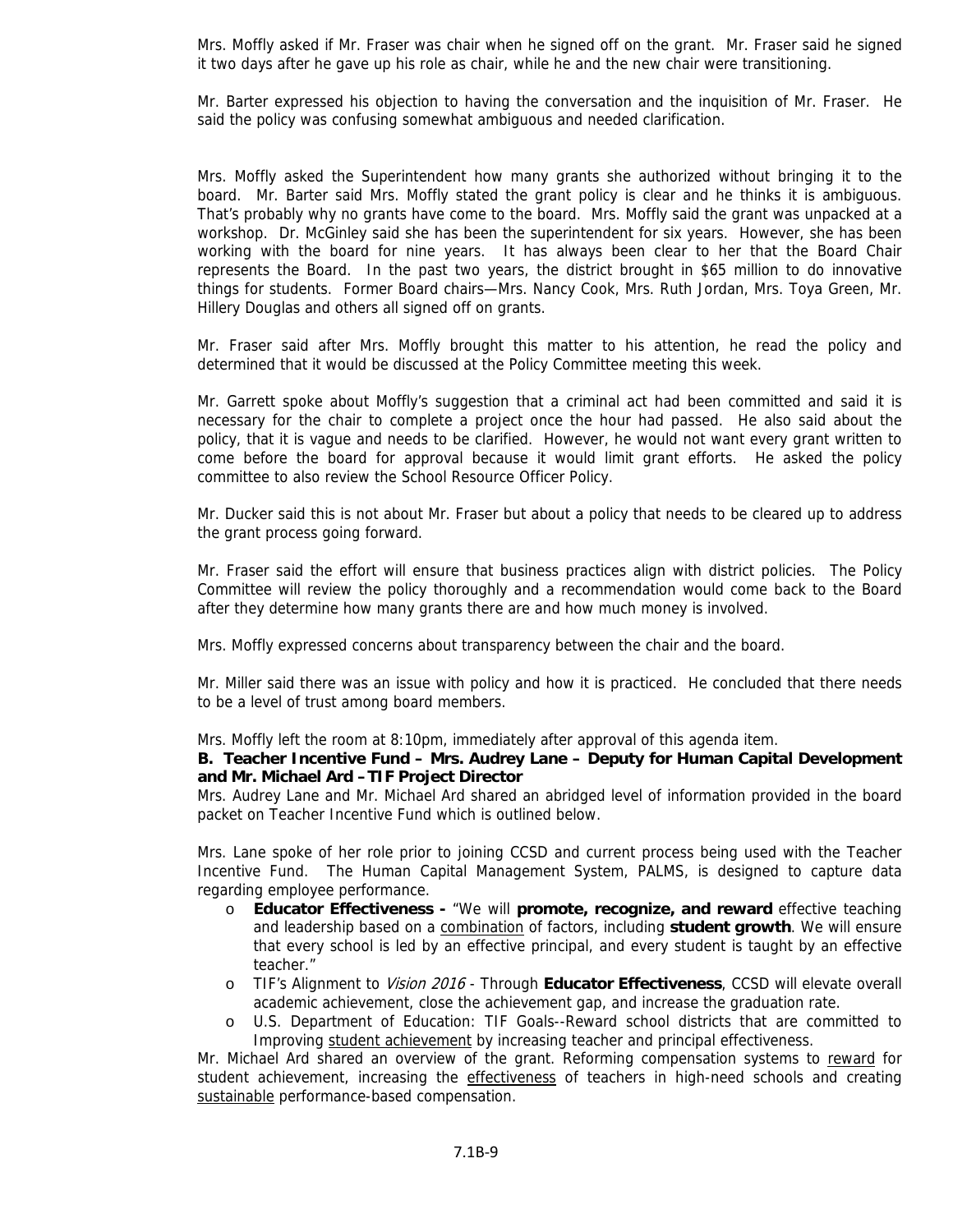Mrs. Moffly asked if Mr. Fraser was chair when he signed off on the grant. Mr. Fraser said he signed it two days after he gave up his role as chair, while he and the new chair were transitioning.

Mr. Barter expressed his objection to having the conversation and the inquisition of Mr. Fraser. He said the policy was confusing somewhat ambiguous and needed clarification.

Mrs. Moffly asked the Superintendent how many grants she authorized without bringing it to the board. Mr. Barter said Mrs. Moffly stated the grant policy is clear and he thinks it is ambiguous. That's probably why no grants have come to the board. Mrs. Moffly said the grant was unpacked at a workshop. Dr. McGinley said she has been the superintendent for six years. However, she has been working with the board for nine years. It has always been clear to her that the Board Chair represents the Board. In the past two years, the district brought in $65 million to do innovative things for students. Former Board chairs—Mrs. Nancy Cook, Mrs. Ruth Jordan, Mrs. Toya Green, Mr. Hillery Douglas and others all signed off on grants.

Mr. Fraser said after Mrs. Moffly brought this matter to his attention, he read the policy and determined that it would be discussed at the Policy Committee meeting this week.

Mr. Garrett spoke about Moffly's suggestion that a criminal act had been committed and said it is necessary for the chair to complete a project once the hour had passed. He also said about the policy, that it is vague and needs to be clarified. However, he would not want every grant written to come before the board for approval because it would limit grant efforts. He asked the policy committee to also review the School Resource Officer Policy.

Mr. Ducker said this is not about Mr. Fraser but about a policy that needs to be cleared up to address the grant process going forward.

Mr. Fraser said the effort will ensure that business practices align with district policies. The Policy Committee will review the policy thoroughly and a recommendation would come back to the Board after they determine how many grants there are and how much money is involved.

Mrs. Moffly expressed concerns about transparency between the chair and the board.

Mr. Miller said there was an issue with policy and how it is practiced. He concluded that there needs to be a level of trust among board members.

Mrs. Moffly left the room at 8:10pm, immediately after approval of this agenda item.

**B. Teacher Incentive Fund – Mrs. Audrey Lane – Deputy for Human Capital Development and Mr. Michael Ard –TIF Project Director**

Mrs. Audrey Lane and Mr. Michael Ard shared an abridged level of information provided in the board packet on Teacher Incentive Fund which is outlined below.

Mrs. Lane spoke of her role prior to joining CCSD and current process being used with the Teacher Incentive Fund. The Human Capital Management System, PALMS, is designed to capture data regarding employee performance.

- **Educator Effectiveness -** "We will **promote, recognize, and reward** effective teaching and leadership based on a <u>combination</u> of factors, including **student growth**. We will ensure that every school is led by an effective principal, and every student is taught by an effective teacher."
- TIF's Alignment to *Vision 2016* - Through **Educator Effectiveness**, CCSD will elevate overall academic achievement, close the achievement gap, and increase the graduation rate.
- U.S. Department of Education: TIF Goals--Reward school districts that are committed to Improving <u>student achievement</u> by increasing teacher and principal effectiveness.

Mr. Michael Ard shared an overview of the grant. Reforming compensation systems to <u>reward</u> for student achievement, increasing the <u>effectiveness</u> of teachers in high-need schools and creating <u>sustainable</u> performance-based compensation.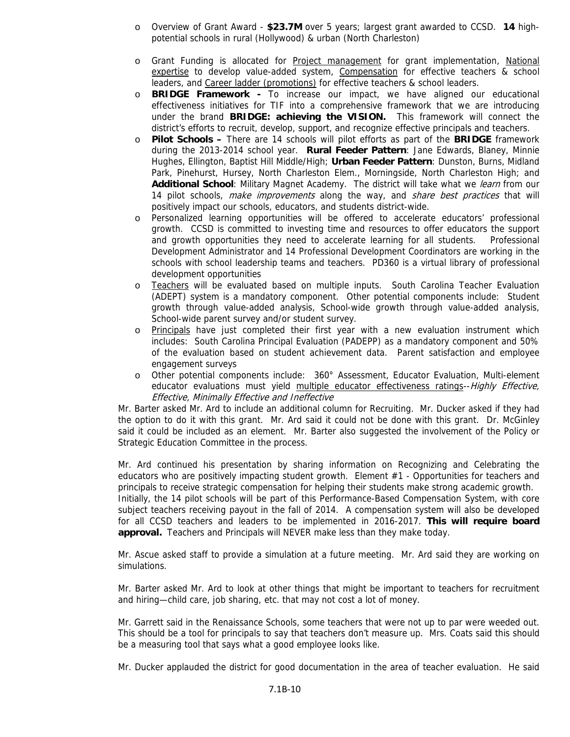- Overview of Grant Award - **$23.7M** over 5 years; largest grant awarded to CCSD. **14** high-potential schools in rural (Hollywood) & urban (North Charleston)
- Grant Funding is allocated for Project management for grant implementation, National expertise to develop value-added system, Compensation for effective teachers & school leaders, and Career ladder (promotions) for effective teachers & school leaders.
- **BRIDGE Framework -** To increase our impact, we have aligned our educational effectiveness initiatives for TIF into a comprehensive framework that we are introducing under the brand **BRIDGE: achieving the VISION.** This framework will connect the district's efforts to recruit, develop, support, and recognize effective principals and teachers.
- **Pilot Schools –** There are 14 schools will pilot efforts as part of the **BRIDGE** framework during the 2013-2014 school year. **Rural Feeder Pattern**: Jane Edwards, Blaney, Minnie Hughes, Ellington, Baptist Hill Middle/High; **Urban Feeder Pattern**: Dunston, Burns, Midland Park, Pinehurst, Hursey, North Charleston Elem., Morningside, North Charleston High; and **Additional School**: Military Magnet Academy. The district will take what we *learn* from our 14 pilot schools, *make improvements* along the way, and *share best practices* that will positively impact our schools, educators, and students district-wide.
- Personalized learning opportunities will be offered to accelerate educators' professional growth. CCSD is committed to investing time and resources to offer educators the support and growth opportunities they need to accelerate learning for all students. Professional Development Administrator and 14 Professional Development Coordinators are working in the schools with school leadership teams and teachers. PD360 is a virtual library of professional development opportunities
- Teachers will be evaluated based on multiple inputs. South Carolina Teacher Evaluation (ADEPT) system is a mandatory component. Other potential components include: Student growth through value-added analysis, School-wide growth through value-added analysis, School-wide parent survey and/or student survey.
- Principals have just completed their first year with a new evaluation instrument which includes: South Carolina Principal Evaluation (PADEPP) as a mandatory component and 50% of the evaluation based on student achievement data. Parent satisfaction and employee engagement surveys
- Other potential components include: 360° Assessment, Educator Evaluation, Multi-element educator evaluations must yield multiple educator effectiveness ratings--*Highly Effective, Effective, Minimally Effective and Ineffective*

Mr. Barter asked Mr. Ard to include an additional column for Recruiting. Mr. Ducker asked if they had the option to do it with this grant. Mr. Ard said it could not be done with this grant. Dr. McGinley said it could be included as an element. Mr. Barter also suggested the involvement of the Policy or Strategic Education Committee in the process.

Mr. Ard continued his presentation by sharing information on Recognizing and Celebrating the educators who are positively impacting student growth. Element #1 - Opportunities for teachers and principals to receive strategic compensation for helping their students make strong academic growth. Initially, the 14 pilot schools will be part of this Performance-Based Compensation System, with core subject teachers receiving payout in the fall of 2014. A compensation system will also be developed for all CCSD teachers and leaders to be implemented in 2016-2017. **This will require board approval.** Teachers and Principals will NEVER make less than they make today.

Mr. Ascue asked staff to provide a simulation at a future meeting. Mr. Ard said they are working on simulations.

Mr. Barter asked Mr. Ard to look at other things that might be important to teachers for recruitment and hiring—child care, job sharing, etc. that may not cost a lot of money.

Mr. Garrett said in the Renaissance Schools, some teachers that were not up to par were weeded out. This should be a tool for principals to say that teachers don't measure up. Mrs. Coats said this should be a measuring tool that says what a good employee looks like.

Mr. Ducker applauded the district for good documentation in the area of teacher evaluation. He said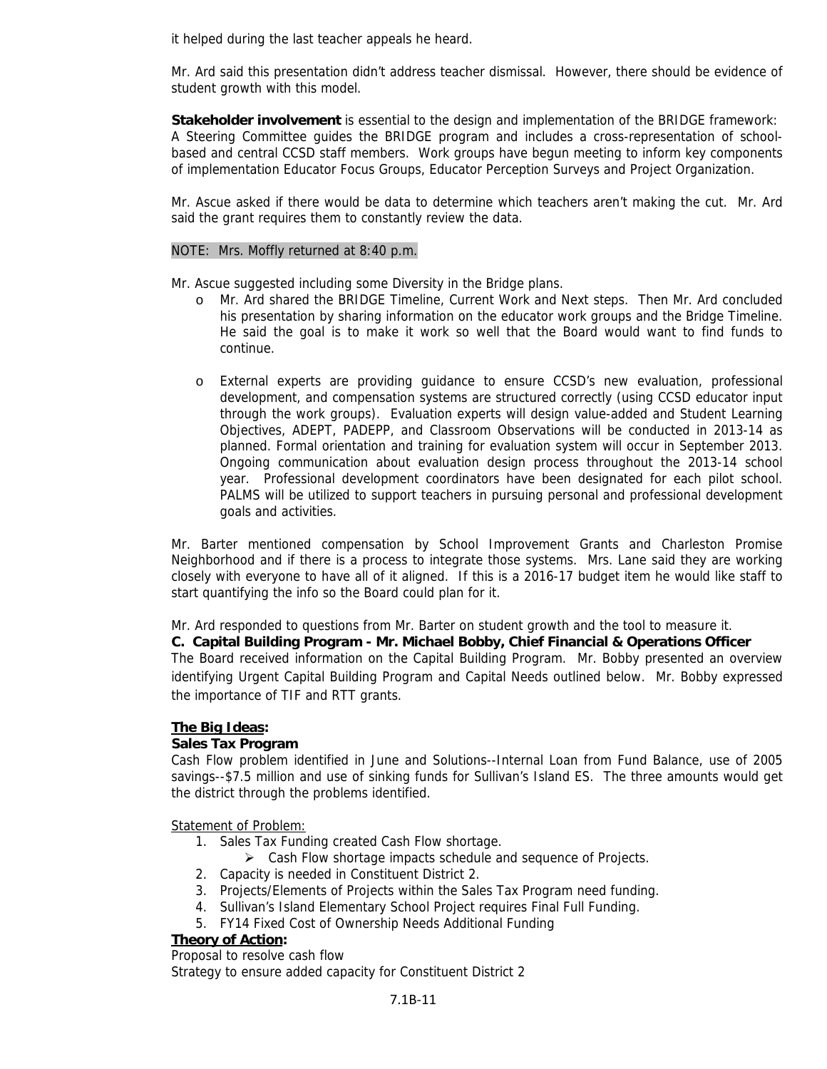it helped during the last teacher appeals he heard.

Mr. Ard said this presentation didn't address teacher dismissal. However, there should be evidence of student growth with this model.

**Stakeholder involvement** is essential to the design and implementation of the BRIDGE framework: A Steering Committee guides the BRIDGE program and includes a cross-representation of school-based and central CCSD staff members. Work groups have begun meeting to inform key components of implementation Educator Focus Groups, Educator Perception Surveys and Project Organization.

Mr. Ascue asked if there would be data to determine which teachers aren't making the cut. Mr. Ard said the grant requires them to constantly review the data.

NOTE: Mrs. Moffly returned at 8:40 p.m.

Mr. Ascue suggested including some Diversity in the Bridge plans.

- Mr. Ard shared the BRIDGE Timeline, Current Work and Next steps. Then Mr. Ard concluded his presentation by sharing information on the educator work groups and the Bridge Timeline. He said the goal is to make it work so well that the Board would want to find funds to continue.

- External experts are providing guidance to ensure CCSD's new evaluation, professional development, and compensation systems are structured correctly (using CCSD educator input through the work groups). Evaluation experts will design value-added and Student Learning Objectives, ADEPT, PADEPP, and Classroom Observations will be conducted in 2013-14 as planned. Formal orientation and training for evaluation system will occur in September 2013. Ongoing communication about evaluation design process throughout the 2013-14 school year. Professional development coordinators have been designated for each pilot school. PALMS will be utilized to support teachers in pursuing personal and professional development goals and activities.

Mr. Barter mentioned compensation by School Improvement Grants and Charleston Promise Neighborhood and if there is a process to integrate those systems. Mrs. Lane said they are working closely with everyone to have all of it aligned. If this is a 2016-17 budget item he would like staff to start quantifying the info so the Board could plan for it.

Mr. Ard responded to questions from Mr. Barter on student growth and the tool to measure it.

**C. Capital Building Program - Mr. Michael Bobby, Chief Financial & Operations Officer**

The Board received information on the Capital Building Program. Mr. Bobby presented an overview identifying Urgent Capital Building Program and Capital Needs outlined below. Mr. Bobby expressed the importance of TIF and RTT grants.

**The Big Ideas:**

**Sales Tax Program**

Cash Flow problem identified in June and Solutions--Internal Loan from Fund Balance, use of 2005 savings--$7.5 million and use of sinking funds for Sullivan's Island ES. The three amounts would get the district through the problems identified.

Statement of Problem:

1. Sales Tax Funding created Cash Flow shortage.
   - Cash Flow shortage impacts schedule and sequence of Projects.
2. Capacity is needed in Constituent District 2.
3. Projects/Elements of Projects within the Sales Tax Program need funding.
4. Sullivan's Island Elementary School Project requires Final Full Funding.
5. FY14 Fixed Cost of Ownership Needs Additional Funding

**Theory of Action:**

Proposal to resolve cash flow

Strategy to ensure added capacity for Constituent District 2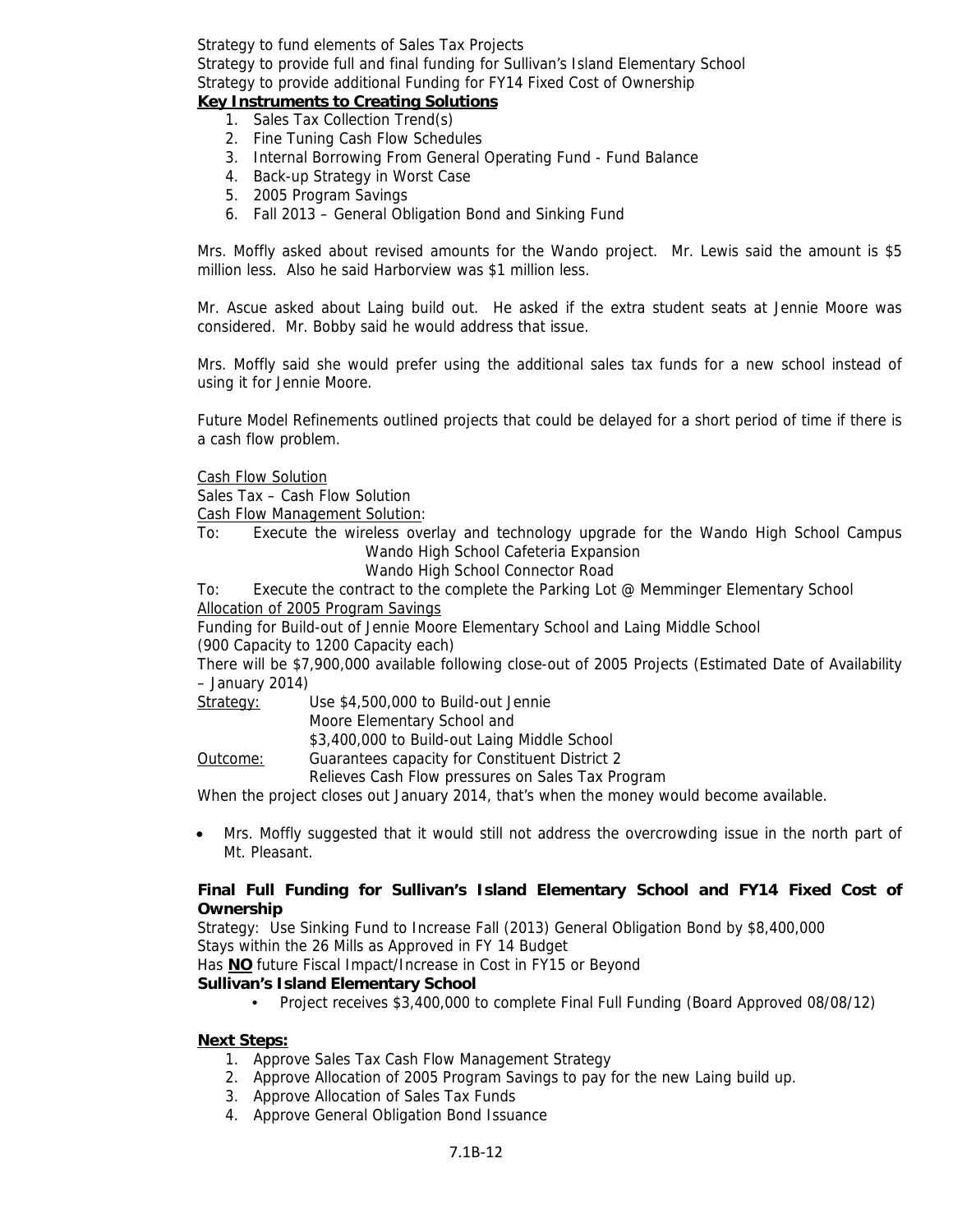Strategy to fund elements of Sales Tax Projects
Strategy to provide full and final funding for Sullivan's Island Elementary School
Strategy to provide additional Funding for FY14 Fixed Cost of Ownership

**Key Instruments to Creating Solutions**

1. Sales Tax Collection Trend(s)
2. Fine Tuning Cash Flow Schedules
3. Internal Borrowing From General Operating Fund - Fund Balance
4. Back-up Strategy in Worst Case
5. 2005 Program Savings
6. Fall 2013 – General Obligation Bond and Sinking Fund

Mrs. Moffly asked about revised amounts for the Wando project. Mr. Lewis said the amount is $5 million less. Also he said Harborview was $1 million less.

Mr. Ascue asked about Laing build out. He asked if the extra student seats at Jennie Moore was considered. Mr. Bobby said he would address that issue.

Mrs. Moffly said she would prefer using the additional sales tax funds for a new school instead of using it for Jennie Moore.

Future Model Refinements outlined projects that could be delayed for a short period of time if there is a cash flow problem.

Cash Flow Solution
Sales Tax – Cash Flow Solution
Cash Flow Management Solution:

To: Execute the wireless overlay and technology upgrade for the Wando High School Campus
Wando High School Cafeteria Expansion
Wando High School Connector Road

To: Execute the contract to the complete the Parking Lot @ Memminger Elementary School

Allocation of 2005 Program Savings
Funding for Build-out of Jennie Moore Elementary School and Laing Middle School
(900 Capacity to 1200 Capacity each)
There will be $7,900,000 available following close-out of 2005 Projects (Estimated Date of Availability – January 2014)

Strategy: Use $4,500,000 to Build-out Jennie Moore Elementary School and $3,400,000 to Build-out Laing Middle School

Outcome: Guarantees capacity for Constituent District 2
Relieves Cash Flow pressures on Sales Tax Program

When the project closes out January 2014, that's when the money would become available.

- Mrs. Moffly suggested that it would still not address the overcrowding issue in the north part of Mt. Pleasant.

**Final Full Funding for Sullivan's Island Elementary School and FY14 Fixed Cost of Ownership**

Strategy: Use Sinking Fund to Increase Fall (2013) General Obligation Bond by $8,400,000
Stays within the 26 Mills as Approved in FY 14 Budget
Has **NO** future Fiscal Impact/Increase in Cost in FY15 or Beyond

**Sullivan's Island Elementary School**

- Project receives $3,400,000 to complete Final Full Funding (Board Approved 08/08/12)

**Next Steps:**

1. Approve Sales Tax Cash Flow Management Strategy
2. Approve Allocation of 2005 Program Savings to pay for the new Laing build up.
3. Approve Allocation of Sales Tax Funds
4. Approve General Obligation Bond Issuance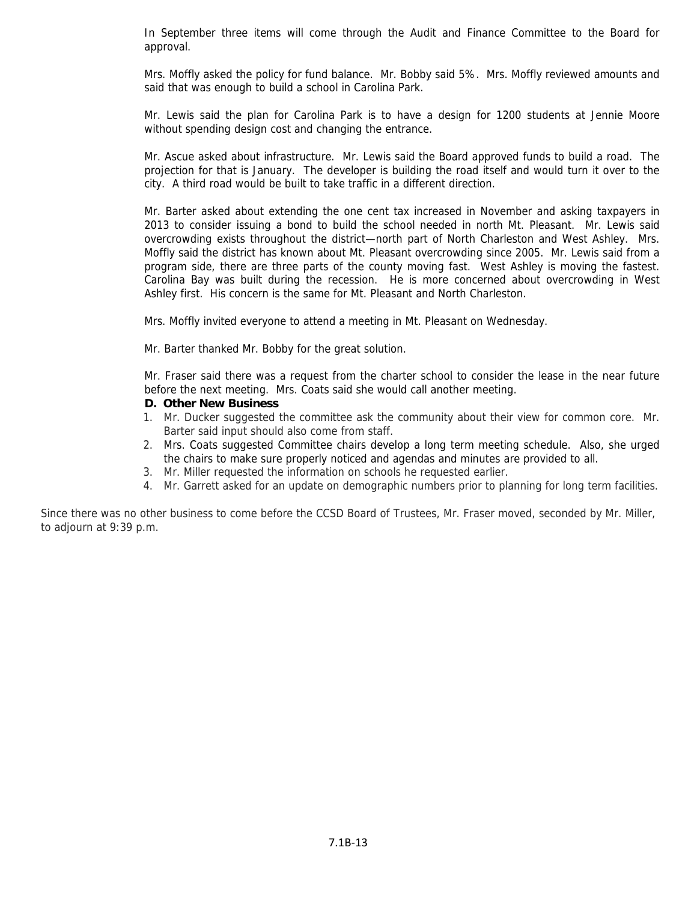In September three items will come through the Audit and Finance Committee to the Board for approval.

Mrs. Moffly asked the policy for fund balance. Mr. Bobby said 5%. Mrs. Moffly reviewed amounts and said that was enough to build a school in Carolina Park.

Mr. Lewis said the plan for Carolina Park is to have a design for 1200 students at Jennie Moore without spending design cost and changing the entrance.

Mr. Ascue asked about infrastructure. Mr. Lewis said the Board approved funds to build a road. The projection for that is January. The developer is building the road itself and would turn it over to the city. A third road would be built to take traffic in a different direction.

Mr. Barter asked about extending the one cent tax increased in November and asking taxpayers in 2013 to consider issuing a bond to build the school needed in north Mt. Pleasant. Mr. Lewis said overcrowding exists throughout the district—north part of North Charleston and West Ashley. Mrs. Moffly said the district has known about Mt. Pleasant overcrowding since 2005. Mr. Lewis said from a program side, there are three parts of the county moving fast. West Ashley is moving the fastest. Carolina Bay was built during the recession. He is more concerned about overcrowding in West Ashley first. His concern is the same for Mt. Pleasant and North Charleston.

Mrs. Moffly invited everyone to attend a meeting in Mt. Pleasant on Wednesday.

Mr. Barter thanked Mr. Bobby for the great solution.

Mr. Fraser said there was a request from the charter school to consider the lease in the near future before the next meeting. Mrs. Coats said she would call another meeting.

**D. Other New Business**

1. Mr. Ducker suggested the committee ask the community about their view for common core. Mr. Barter said input should also come from staff.
2. Mrs. Coats suggested Committee chairs develop a long term meeting schedule. Also, she urged the chairs to make sure properly noticed and agendas and minutes are provided to all.
3. Mr. Miller requested the information on schools he requested earlier.
4. Mr. Garrett asked for an update on demographic numbers prior to planning for long term facilities.

Since there was no other business to come before the CCSD Board of Trustees, Mr. Fraser moved, seconded by Mr. Miller, to adjourn at 9:39 p.m.